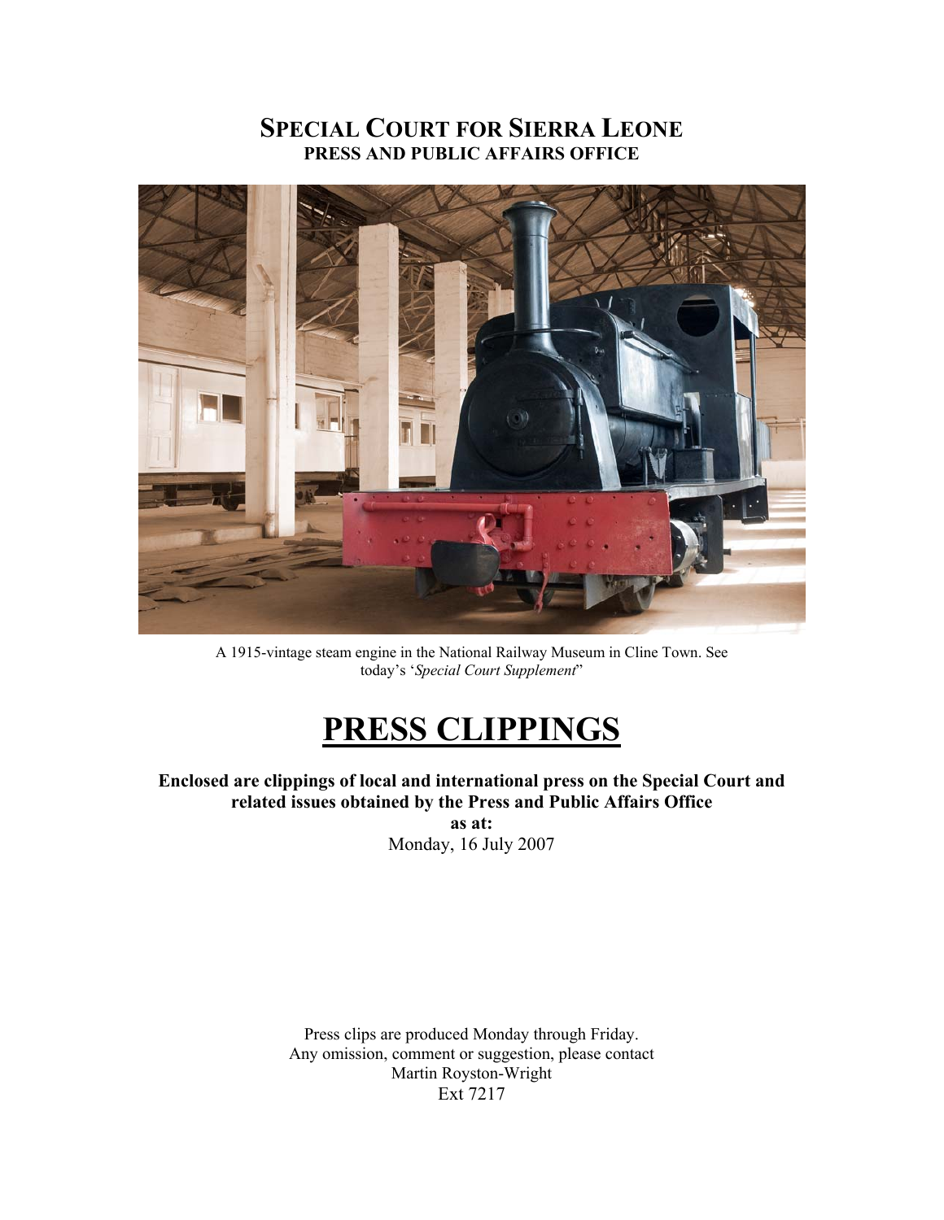# SPECIAL COURT FOR SIERRA LEONE
## PRESS AND PUBLIC AFFAIRS OFFICE

A 1915-vintage steam engine in the National Railway Museum in Cline Town. See today's '*Special Court Supplement*"

# PRESS CLIPPINGS

**Enclosed are clippings of local and international press on the Special Court and related issues obtained by the Press and Public Affairs Office**
**as at:**
Monday, 16 July 2007

Press clips are produced Monday through Friday.
Any omission, comment or suggestion, please contact
Martin Royston-Wright
Ext 7217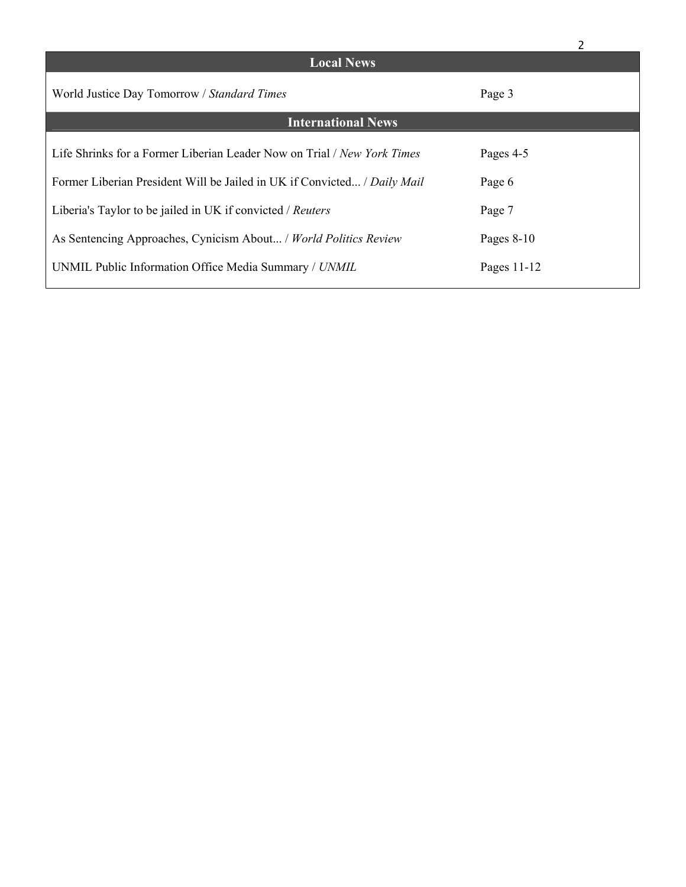| Local News | |
|---|---|
| World Justice Day Tomorrow / *Standard Times* | Page 3 |
| **International News** | |
| Life Shrinks for a Former Liberian Leader Now on Trial / *New York Times* | Pages 4-5 |
| Former Liberian President Will be Jailed in UK if Convicted... / *Daily Mail* | Page 6 |
| Liberia's Taylor to be jailed in UK if convicted / *Reuters* | Page 7 |
| As Sentencing Approaches, Cynicism About... / *World Politics Review* | Pages 8-10 |
| UNMIL Public Information Office Media Summary / *UNMIL* | Pages 11-12 |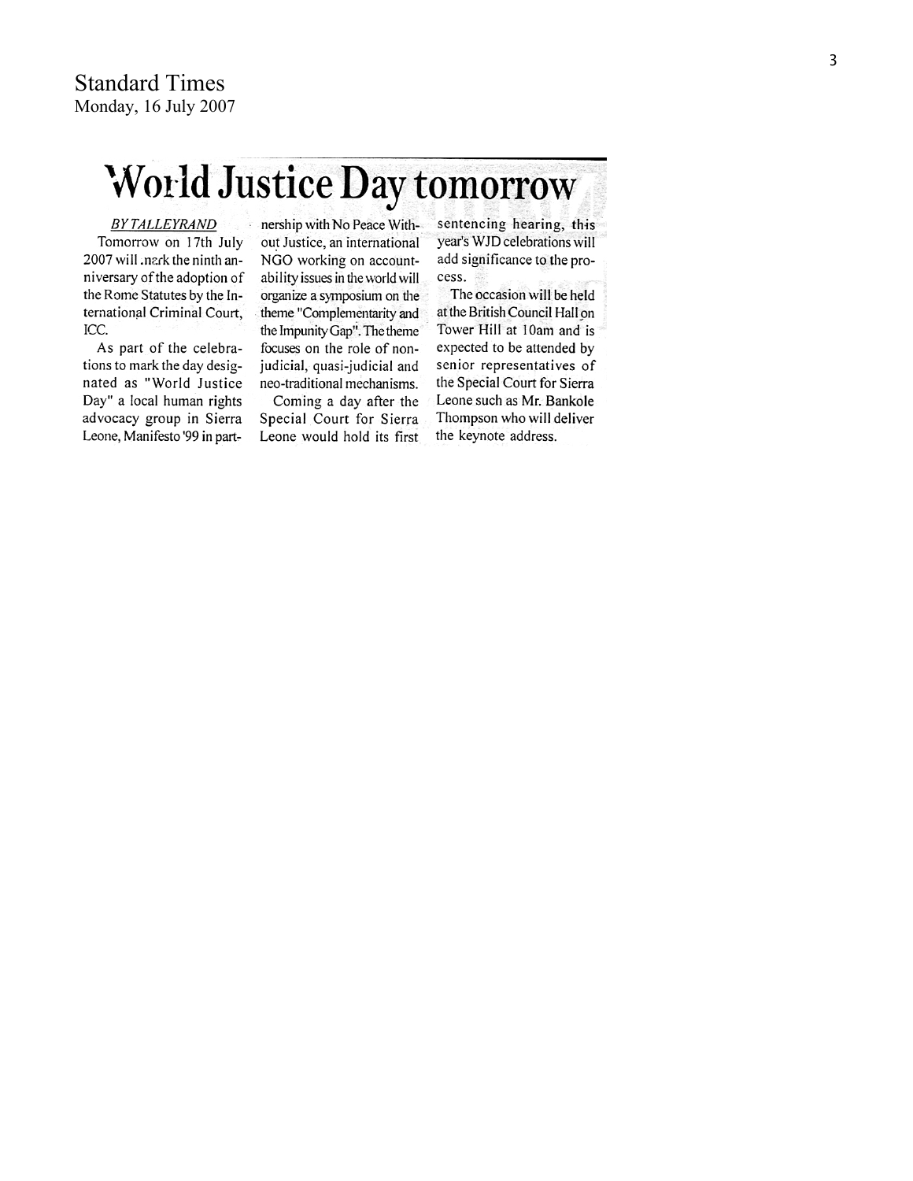Standard Times
Monday, 16 July 2007

# World Justice Day tomorrow

*BY TALLEYRAND*

Tomorrow on 17th July 2007 will mark the ninth anniversary of the adoption of the Rome Statutes by the International Criminal Court, ICC.

As part of the celebrations to mark the day designated as "World Justice Day" a local human rights advocacy group in Sierra Leone, Manifesto '99 in partnership with No Peace Without Justice, an international NGO working on accountability issues in the world will organize a symposium on the theme "Complementarity and the Impunity Gap". The theme focuses on the role of non-judicial, quasi-judicial and neo-traditional mechanisms.

Coming a day after the Special Court for Sierra Leone would hold its first sentencing hearing, this year's WJD celebrations will add significance to the process.

The occasion will be held at the British Council Hall on Tower Hill at 10am and is expected to be attended by senior representatives of the Special Court for Sierra Leone such as Mr. Bankole Thompson who will deliver the keynote address.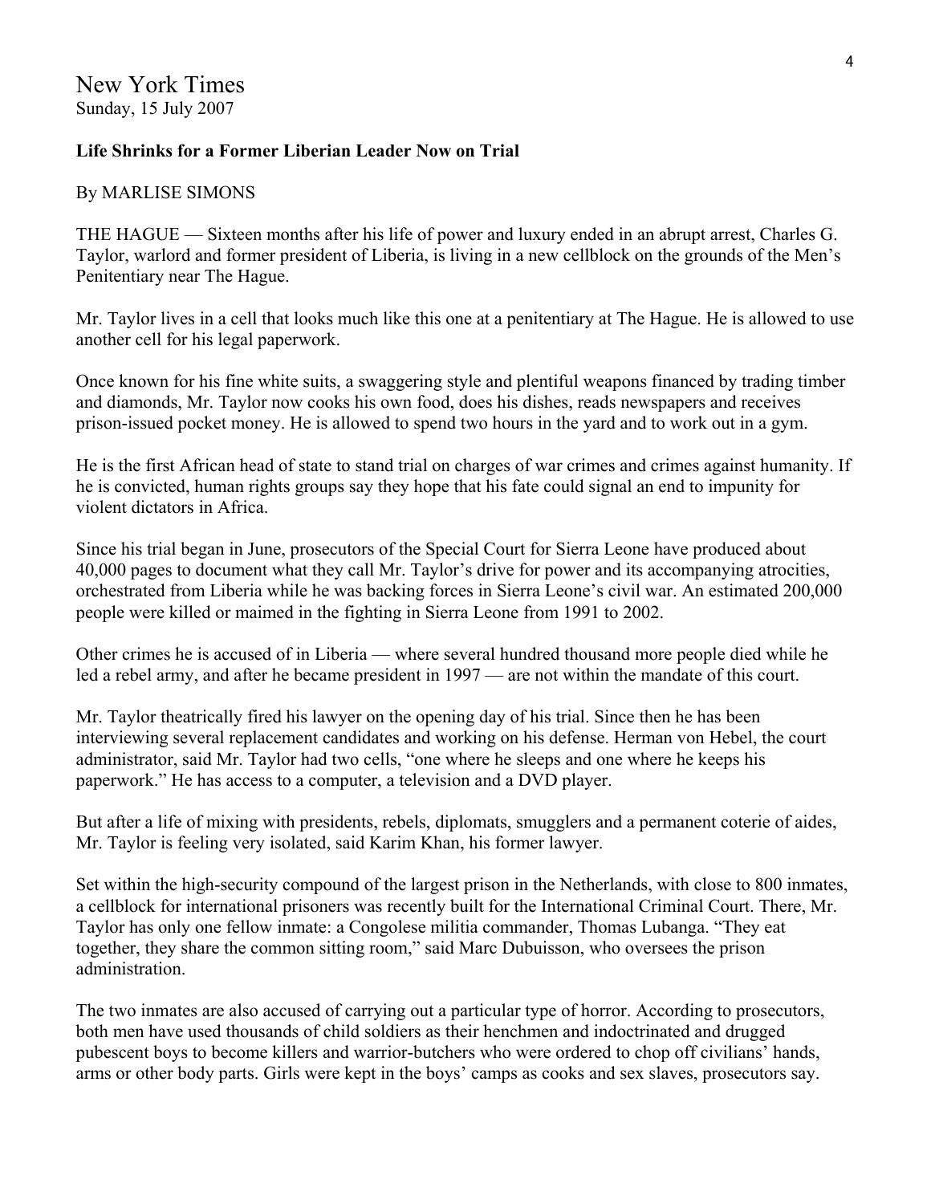New York Times
Sunday, 15 July 2007

**Life Shrinks for a Former Liberian Leader Now on Trial**

By MARLISE SIMONS

THE HAGUE — Sixteen months after his life of power and luxury ended in an abrupt arrest, Charles G. Taylor, warlord and former president of Liberia, is living in a new cellblock on the grounds of the Men's Penitentiary near The Hague.

Mr. Taylor lives in a cell that looks much like this one at a penitentiary at The Hague. He is allowed to use another cell for his legal paperwork.

Once known for his fine white suits, a swaggering style and plentiful weapons financed by trading timber and diamonds, Mr. Taylor now cooks his own food, does his dishes, reads newspapers and receives prison-issued pocket money. He is allowed to spend two hours in the yard and to work out in a gym.

He is the first African head of state to stand trial on charges of war crimes and crimes against humanity. If he is convicted, human rights groups say they hope that his fate could signal an end to impunity for violent dictators in Africa.

Since his trial began in June, prosecutors of the Special Court for Sierra Leone have produced about 40,000 pages to document what they call Mr. Taylor's drive for power and its accompanying atrocities, orchestrated from Liberia while he was backing forces in Sierra Leone's civil war. An estimated 200,000 people were killed or maimed in the fighting in Sierra Leone from 1991 to 2002.

Other crimes he is accused of in Liberia — where several hundred thousand more people died while he led a rebel army, and after he became president in 1997 — are not within the mandate of this court.

Mr. Taylor theatrically fired his lawyer on the opening day of his trial. Since then he has been interviewing several replacement candidates and working on his defense. Herman von Hebel, the court administrator, said Mr. Taylor had two cells, "one where he sleeps and one where he keeps his paperwork." He has access to a computer, a television and a DVD player.

But after a life of mixing with presidents, rebels, diplomats, smugglers and a permanent coterie of aides, Mr. Taylor is feeling very isolated, said Karim Khan, his former lawyer.

Set within the high-security compound of the largest prison in the Netherlands, with close to 800 inmates, a cellblock for international prisoners was recently built for the International Criminal Court. There, Mr. Taylor has only one fellow inmate: a Congolese militia commander, Thomas Lubanga. "They eat together, they share the common sitting room," said Marc Dubuisson, who oversees the prison administration.

The two inmates are also accused of carrying out a particular type of horror. According to prosecutors, both men have used thousands of child soldiers as their henchmen and indoctrinated and drugged pubescent boys to become killers and warrior-butchers who were ordered to chop off civilians' hands, arms or other body parts. Girls were kept in the boys' camps as cooks and sex slaves, prosecutors say.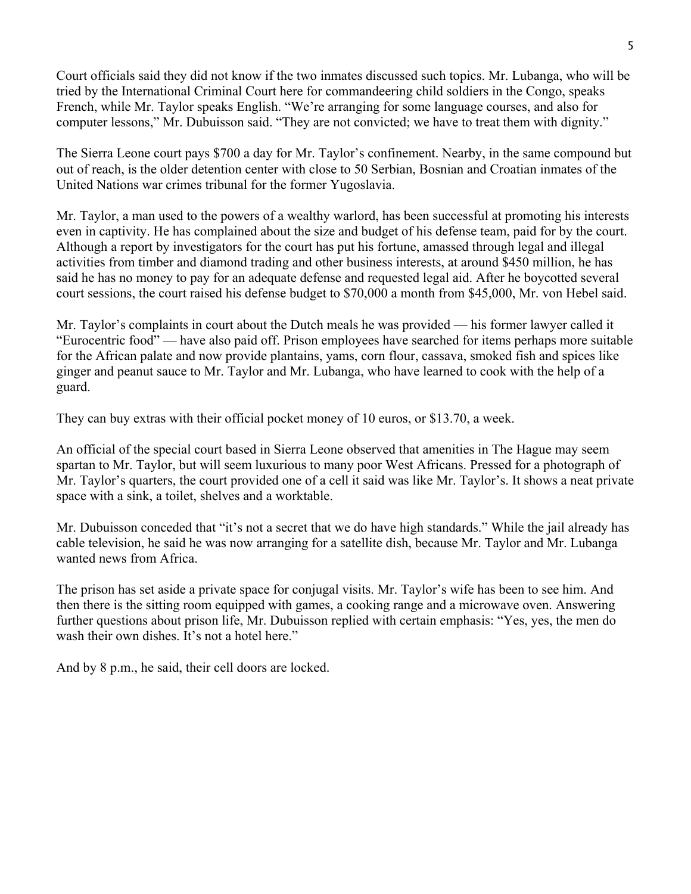Court officials said they did not know if the two inmates discussed such topics. Mr. Lubanga, who will be tried by the International Criminal Court here for commandeering child soldiers in the Congo, speaks French, while Mr. Taylor speaks English. "We're arranging for some language courses, and also for computer lessons," Mr. Dubuisson said. "They are not convicted; we have to treat them with dignity."

The Sierra Leone court pays $700 a day for Mr. Taylor's confinement. Nearby, in the same compound but out of reach, is the older detention center with close to 50 Serbian, Bosnian and Croatian inmates of the United Nations war crimes tribunal for the former Yugoslavia.

Mr. Taylor, a man used to the powers of a wealthy warlord, has been successful at promoting his interests even in captivity. He has complained about the size and budget of his defense team, paid for by the court. Although a report by investigators for the court has put his fortune, amassed through legal and illegal activities from timber and diamond trading and other business interests, at around $450 million, he has said he has no money to pay for an adequate defense and requested legal aid. After he boycotted several court sessions, the court raised his defense budget to $70,000 a month from $45,000, Mr. von Hebel said.

Mr. Taylor's complaints in court about the Dutch meals he was provided — his former lawyer called it "Eurocentric food" — have also paid off. Prison employees have searched for items perhaps more suitable for the African palate and now provide plantains, yams, corn flour, cassava, smoked fish and spices like ginger and peanut sauce to Mr. Taylor and Mr. Lubanga, who have learned to cook with the help of a guard.

They can buy extras with their official pocket money of 10 euros, or $13.70, a week.

An official of the special court based in Sierra Leone observed that amenities in The Hague may seem spartan to Mr. Taylor, but will seem luxurious to many poor West Africans. Pressed for a photograph of Mr. Taylor's quarters, the court provided one of a cell it said was like Mr. Taylor's. It shows a neat private space with a sink, a toilet, shelves and a worktable.

Mr. Dubuisson conceded that "it's not a secret that we do have high standards." While the jail already has cable television, he said he was now arranging for a satellite dish, because Mr. Taylor and Mr. Lubanga wanted news from Africa.

The prison has set aside a private space for conjugal visits. Mr. Taylor's wife has been to see him. And then there is the sitting room equipped with games, a cooking range and a microwave oven. Answering further questions about prison life, Mr. Dubuisson replied with certain emphasis: "Yes, yes, the men do wash their own dishes. It's not a hotel here."

And by 8 p.m., he said, their cell doors are locked.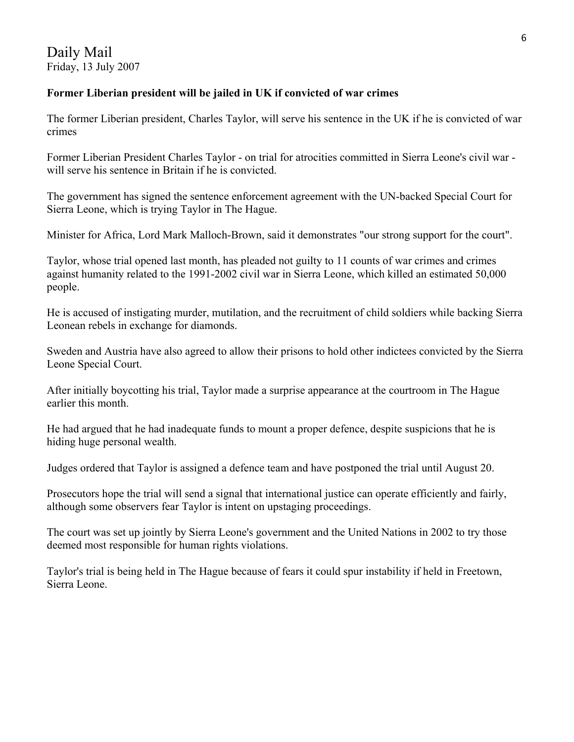Daily Mail
Friday, 13 July 2007

**Former Liberian president will be jailed in UK if convicted of war crimes**

The former Liberian president, Charles Taylor, will serve his sentence in the UK if he is convicted of war crimes

Former Liberian President Charles Taylor - on trial for atrocities committed in Sierra Leone's civil war - will serve his sentence in Britain if he is convicted.

The government has signed the sentence enforcement agreement with the UN-backed Special Court for Sierra Leone, which is trying Taylor in The Hague.

Minister for Africa, Lord Mark Malloch-Brown, said it demonstrates "our strong support for the court".

Taylor, whose trial opened last month, has pleaded not guilty to 11 counts of war crimes and crimes against humanity related to the 1991-2002 civil war in Sierra Leone, which killed an estimated 50,000 people.

He is accused of instigating murder, mutilation, and the recruitment of child soldiers while backing Sierra Leonean rebels in exchange for diamonds.

Sweden and Austria have also agreed to allow their prisons to hold other indictees convicted by the Sierra Leone Special Court.

After initially boycotting his trial, Taylor made a surprise appearance at the courtroom in The Hague earlier this month.

He had argued that he had inadequate funds to mount a proper defence, despite suspicions that he is hiding huge personal wealth.

Judges ordered that Taylor is assigned a defence team and have postponed the trial until August 20.

Prosecutors hope the trial will send a signal that international justice can operate efficiently and fairly, although some observers fear Taylor is intent on upstaging proceedings.

The court was set up jointly by Sierra Leone's government and the United Nations in 2002 to try those deemed most responsible for human rights violations.

Taylor's trial is being held in The Hague because of fears it could spur instability if held in Freetown, Sierra Leone.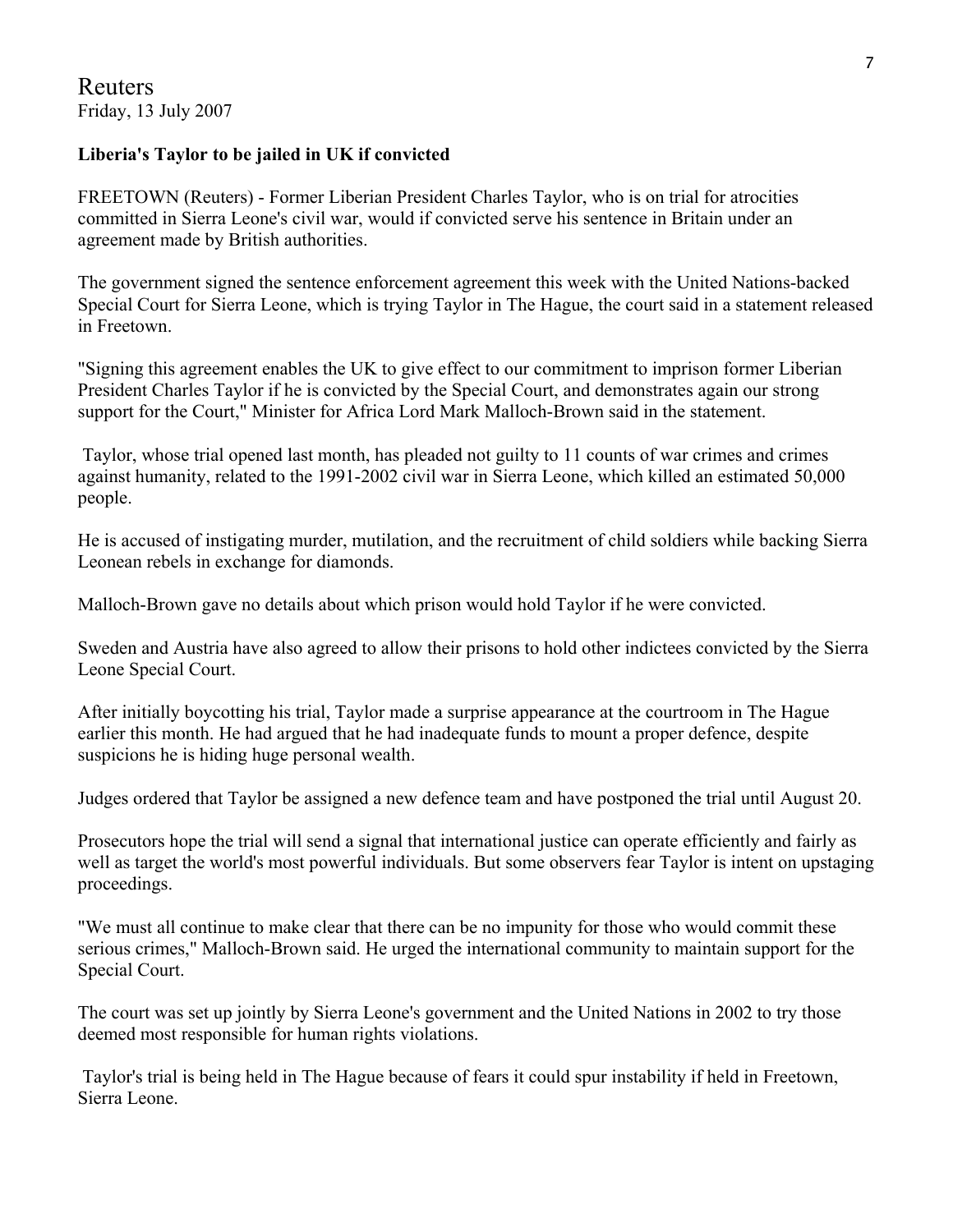Reuters
Friday, 13 July 2007

**Liberia's Taylor to be jailed in UK if convicted**

FREETOWN (Reuters) - Former Liberian President Charles Taylor, who is on trial for atrocities committed in Sierra Leone's civil war, would if convicted serve his sentence in Britain under an agreement made by British authorities.

The government signed the sentence enforcement agreement this week with the United Nations-backed Special Court for Sierra Leone, which is trying Taylor in The Hague, the court said in a statement released in Freetown.

"Signing this agreement enables the UK to give effect to our commitment to imprison former Liberian President Charles Taylor if he is convicted by the Special Court, and demonstrates again our strong support for the Court," Minister for Africa Lord Mark Malloch-Brown said in the statement.

Taylor, whose trial opened last month, has pleaded not guilty to 11 counts of war crimes and crimes against humanity, related to the 1991-2002 civil war in Sierra Leone, which killed an estimated 50,000 people.

He is accused of instigating murder, mutilation, and the recruitment of child soldiers while backing Sierra Leonean rebels in exchange for diamonds.

Malloch-Brown gave no details about which prison would hold Taylor if he were convicted.

Sweden and Austria have also agreed to allow their prisons to hold other indictees convicted by the Sierra Leone Special Court.

After initially boycotting his trial, Taylor made a surprise appearance at the courtroom in The Hague earlier this month. He had argued that he had inadequate funds to mount a proper defence, despite suspicions he is hiding huge personal wealth.

Judges ordered that Taylor be assigned a new defence team and have postponed the trial until August 20.

Prosecutors hope the trial will send a signal that international justice can operate efficiently and fairly as well as target the world's most powerful individuals. But some observers fear Taylor is intent on upstaging proceedings.

"We must all continue to make clear that there can be no impunity for those who would commit these serious crimes," Malloch-Brown said. He urged the international community to maintain support for the Special Court.

The court was set up jointly by Sierra Leone's government and the United Nations in 2002 to try those deemed most responsible for human rights violations.

Taylor's trial is being held in The Hague because of fears it could spur instability if held in Freetown, Sierra Leone.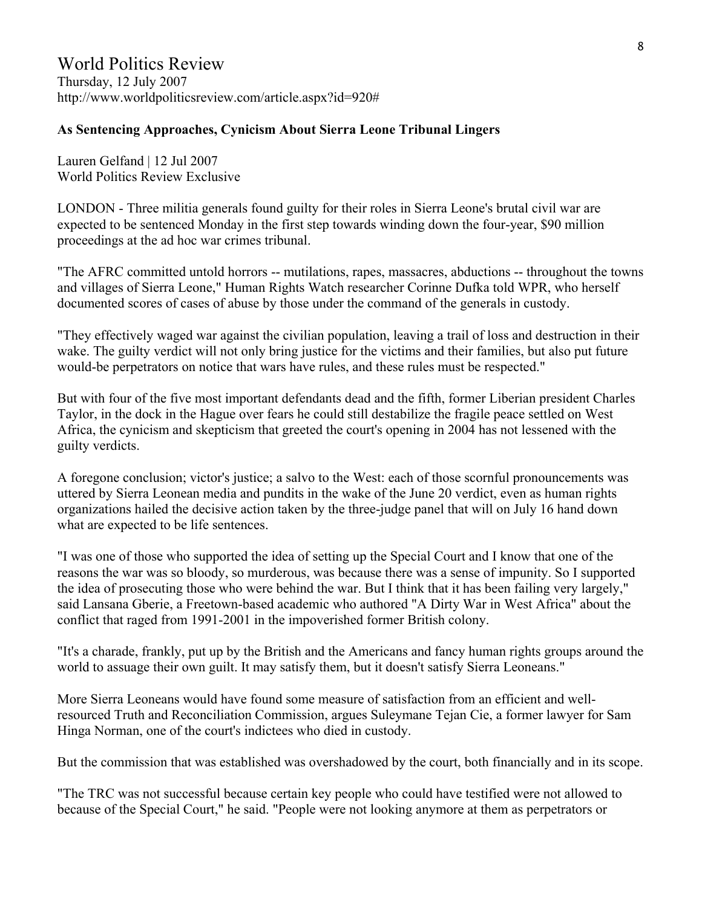# World Politics Review

Thursday, 12 July 2007
http://www.worldpoliticsreview.com/article.aspx?id=920#

**As Sentencing Approaches, Cynicism About Sierra Leone Tribunal Lingers**

Lauren Gelfand | 12 Jul 2007
World Politics Review Exclusive

LONDON - Three militia generals found guilty for their roles in Sierra Leone's brutal civil war are expected to be sentenced Monday in the first step towards winding down the four-year, $90 million proceedings at the ad hoc war crimes tribunal.

"The AFRC committed untold horrors -- mutilations, rapes, massacres, abductions -- throughout the towns and villages of Sierra Leone," Human Rights Watch researcher Corinne Dufka told WPR, who herself documented scores of cases of abuse by those under the command of the generals in custody.

"They effectively waged war against the civilian population, leaving a trail of loss and destruction in their wake. The guilty verdict will not only bring justice for the victims and their families, but also put future would-be perpetrators on notice that wars have rules, and these rules must be respected."

But with four of the five most important defendants dead and the fifth, former Liberian president Charles Taylor, in the dock in the Hague over fears he could still destabilize the fragile peace settled on West Africa, the cynicism and skepticism that greeted the court's opening in 2004 has not lessened with the guilty verdicts.

A foregone conclusion; victor's justice; a salvo to the West: each of those scornful pronouncements was uttered by Sierra Leonean media and pundits in the wake of the June 20 verdict, even as human rights organizations hailed the decisive action taken by the three-judge panel that will on July 16 hand down what are expected to be life sentences.

"I was one of those who supported the idea of setting up the Special Court and I know that one of the reasons the war was so bloody, so murderous, was because there was a sense of impunity. So I supported the idea of prosecuting those who were behind the war. But I think that it has been failing very largely," said Lansana Gberie, a Freetown-based academic who authored "A Dirty War in West Africa" about the conflict that raged from 1991-2001 in the impoverished former British colony.

"It's a charade, frankly, put up by the British and the Americans and fancy human rights groups around the world to assuage their own guilt. It may satisfy them, but it doesn't satisfy Sierra Leoneans."

More Sierra Leoneans would have found some measure of satisfaction from an efficient and well-resourced Truth and Reconciliation Commission, argues Suleymane Tejan Cie, a former lawyer for Sam Hinga Norman, one of the court's indictees who died in custody.

But the commission that was established was overshadowed by the court, both financially and in its scope.

"The TRC was not successful because certain key people who could have testified were not allowed to because of the Special Court," he said. "People were not looking anymore at them as perpetrators or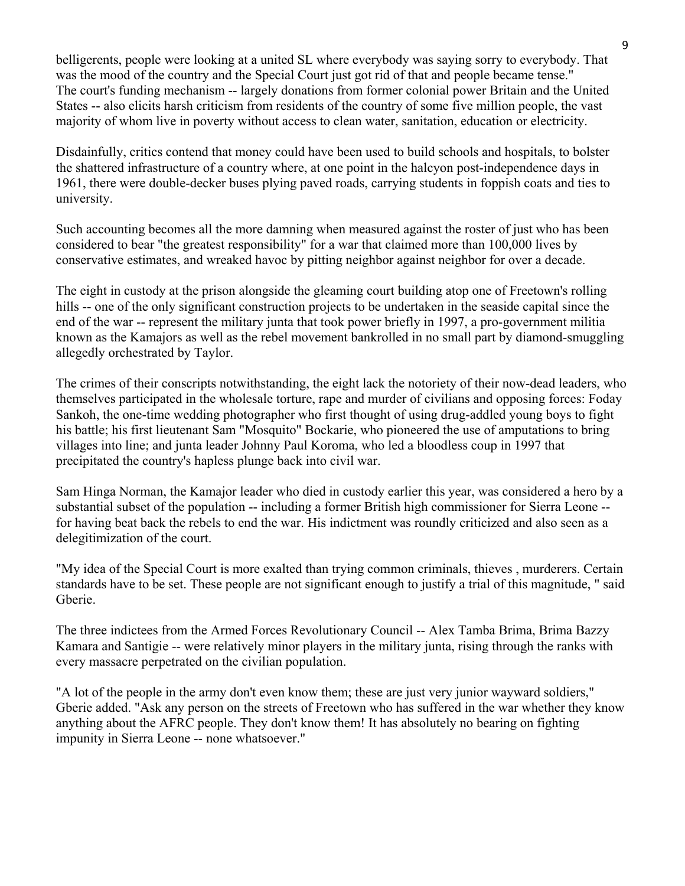belligerents, people were looking at a united SL where everybody was saying sorry to everybody. That was the mood of the country and the Special Court just got rid of that and people became tense."
The court's funding mechanism -- largely donations from former colonial power Britain and the United States -- also elicits harsh criticism from residents of the country of some five million people, the vast majority of whom live in poverty without access to clean water, sanitation, education or electricity.

Disdainfully, critics contend that money could have been used to build schools and hospitals, to bolster the shattered infrastructure of a country where, at one point in the halcyon post-independence days in 1961, there were double-decker buses plying paved roads, carrying students in foppish coats and ties to university.

Such accounting becomes all the more damning when measured against the roster of just who has been considered to bear "the greatest responsibility" for a war that claimed more than 100,000 lives by conservative estimates, and wreaked havoc by pitting neighbor against neighbor for over a decade.

The eight in custody at the prison alongside the gleaming court building atop one of Freetown's rolling hills -- one of the only significant construction projects to be undertaken in the seaside capital since the end of the war -- represent the military junta that took power briefly in 1997, a pro-government militia known as the Kamajors as well as the rebel movement bankrolled in no small part by diamond-smuggling allegedly orchestrated by Taylor.

The crimes of their conscripts notwithstanding, the eight lack the notoriety of their now-dead leaders, who themselves participated in the wholesale torture, rape and murder of civilians and opposing forces: Foday Sankoh, the one-time wedding photographer who first thought of using drug-addled young boys to fight his battle; his first lieutenant Sam "Mosquito" Bockarie, who pioneered the use of amputations to bring villages into line; and junta leader Johnny Paul Koroma, who led a bloodless coup in 1997 that precipitated the country's hapless plunge back into civil war.

Sam Hinga Norman, the Kamajor leader who died in custody earlier this year, was considered a hero by a substantial subset of the population -- including a former British high commissioner for Sierra Leone -- for having beat back the rebels to end the war. His indictment was roundly criticized and also seen as a delegitimization of the court.

"My idea of the Special Court is more exalted than trying common criminals, thieves , murderers. Certain standards have to be set. These people are not significant enough to justify a trial of this magnitude, " said Gberie.

The three indictees from the Armed Forces Revolutionary Council -- Alex Tamba Brima, Brima Bazzy Kamara and Santigie -- were relatively minor players in the military junta, rising through the ranks with every massacre perpetrated on the civilian population.

"A lot of the people in the army don't even know them; these are just very junior wayward soldiers," Gberie added. "Ask any person on the streets of Freetown who has suffered in the war whether they know anything about the AFRC people. They don't know them! It has absolutely no bearing on fighting impunity in Sierra Leone -- none whatsoever."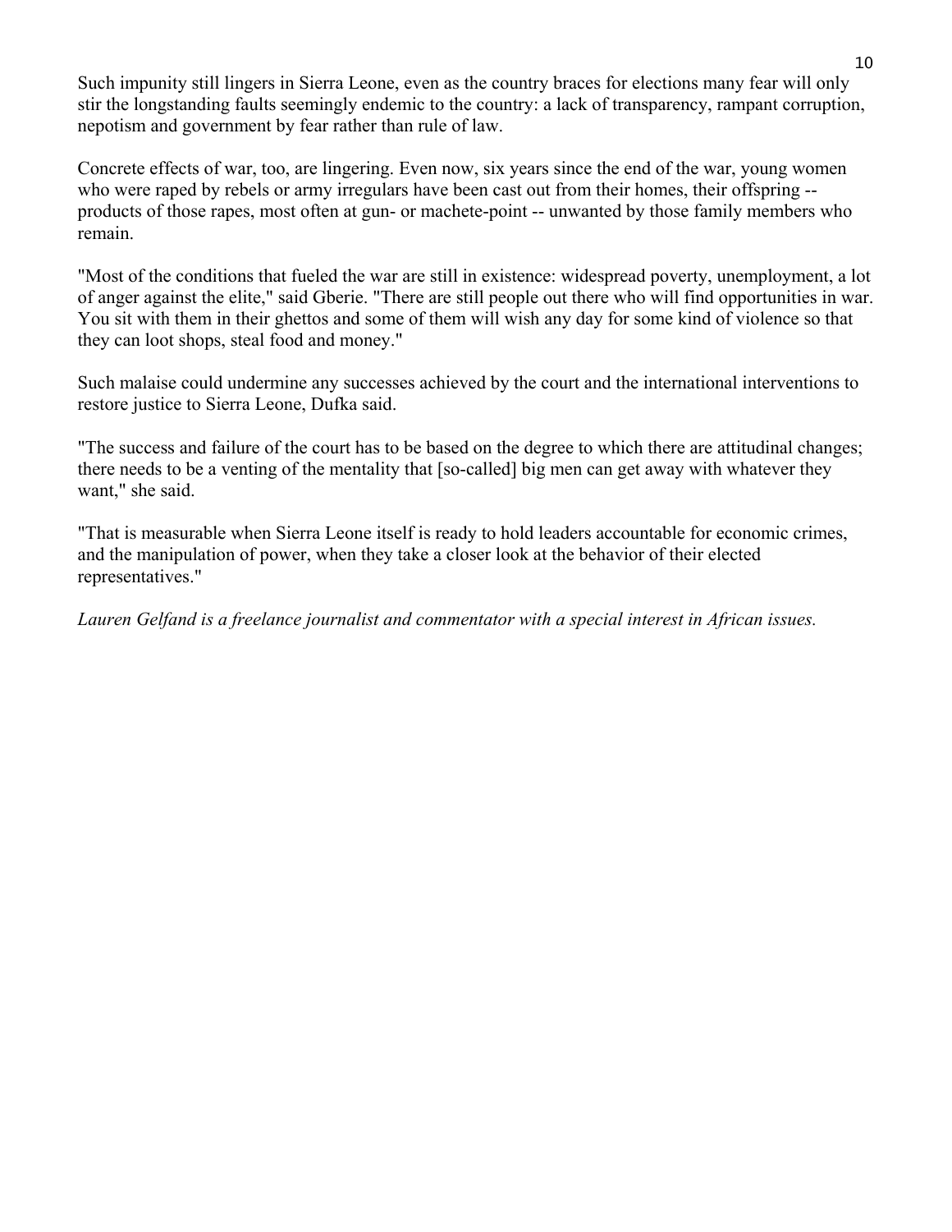Such impunity still lingers in Sierra Leone, even as the country braces for elections many fear will only stir the longstanding faults seemingly endemic to the country: a lack of transparency, rampant corruption, nepotism and government by fear rather than rule of law.

Concrete effects of war, too, are lingering. Even now, six years since the end of the war, young women who were raped by rebels or army irregulars have been cast out from their homes, their offspring -- products of those rapes, most often at gun- or machete-point -- unwanted by those family members who remain.

"Most of the conditions that fueled the war are still in existence: widespread poverty, unemployment, a lot of anger against the elite," said Gberie. "There are still people out there who will find opportunities in war. You sit with them in their ghettos and some of them will wish any day for some kind of violence so that they can loot shops, steal food and money."

Such malaise could undermine any successes achieved by the court and the international interventions to restore justice to Sierra Leone, Dufka said.

"The success and failure of the court has to be based on the degree to which there are attitudinal changes; there needs to be a venting of the mentality that [so-called] big men can get away with whatever they want," she said.

"That is measurable when Sierra Leone itself is ready to hold leaders accountable for economic crimes, and the manipulation of power, when they take a closer look at the behavior of their elected representatives."

*Lauren Gelfand is a freelance journalist and commentator with a special interest in African issues.*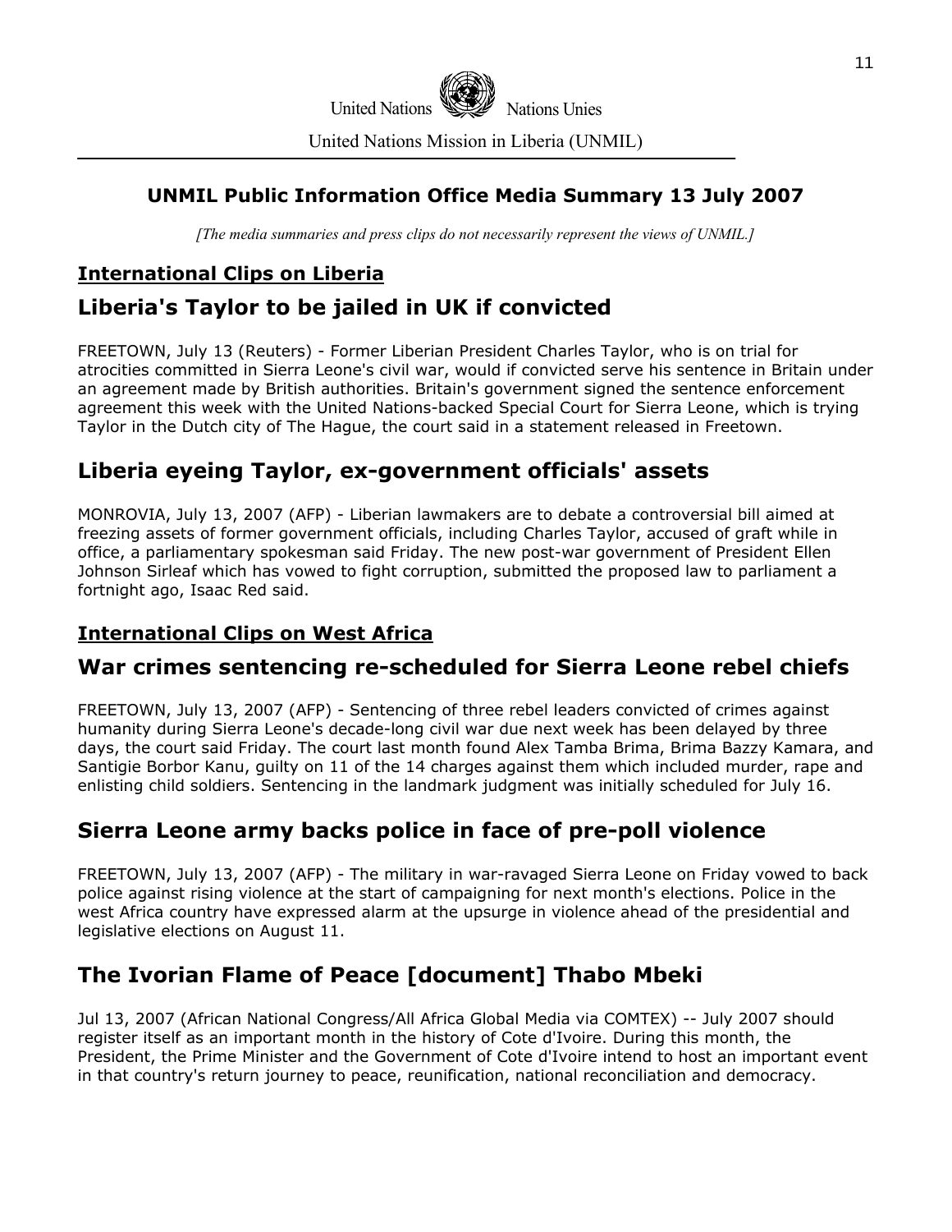United Nations Nations Unies

United Nations Mission in Liberia (UNMIL)

## UNMIL Public Information Office Media Summary 13 July 2007

*[The media summaries and press clips do not necessarily represent the views of UNMIL.]*

### International Clips on Liberia

## Liberia's Taylor to be jailed in UK if convicted

FREETOWN, July 13 (Reuters) - Former Liberian President Charles Taylor, who is on trial for atrocities committed in Sierra Leone's civil war, would if convicted serve his sentence in Britain under an agreement made by British authorities. Britain's government signed the sentence enforcement agreement this week with the United Nations-backed Special Court for Sierra Leone, which is trying Taylor in the Dutch city of The Hague, the court said in a statement released in Freetown.

## Liberia eyeing Taylor, ex-government officials' assets

MONROVIA, July 13, 2007 (AFP) - Liberian lawmakers are to debate a controversial bill aimed at freezing assets of former government officials, including Charles Taylor, accused of graft while in office, a parliamentary spokesman said Friday. The new post-war government of President Ellen Johnson Sirleaf which has vowed to fight corruption, submitted the proposed law to parliament a fortnight ago, Isaac Red said.

### International Clips on West Africa

## War crimes sentencing re-scheduled for Sierra Leone rebel chiefs

FREETOWN, July 13, 2007 (AFP) - Sentencing of three rebel leaders convicted of crimes against humanity during Sierra Leone's decade-long civil war due next week has been delayed by three days, the court said Friday. The court last month found Alex Tamba Brima, Brima Bazzy Kamara, and Santigie Borbor Kanu, guilty on 11 of the 14 charges against them which included murder, rape and enlisting child soldiers. Sentencing in the landmark judgment was initially scheduled for July 16.

## Sierra Leone army backs police in face of pre-poll violence

FREETOWN, July 13, 2007 (AFP) - The military in war-ravaged Sierra Leone on Friday vowed to back police against rising violence at the start of campaigning for next month's elections. Police in the west Africa country have expressed alarm at the upsurge in violence ahead of the presidential and legislative elections on August 11.

## The Ivorian Flame of Peace [document] Thabo Mbeki

Jul 13, 2007 (African National Congress/All Africa Global Media via COMTEX) -- July 2007 should register itself as an important month in the history of Cote d'Ivoire. During this month, the President, the Prime Minister and the Government of Cote d'Ivoire intend to host an important event in that country's return journey to peace, reunification, national reconciliation and democracy.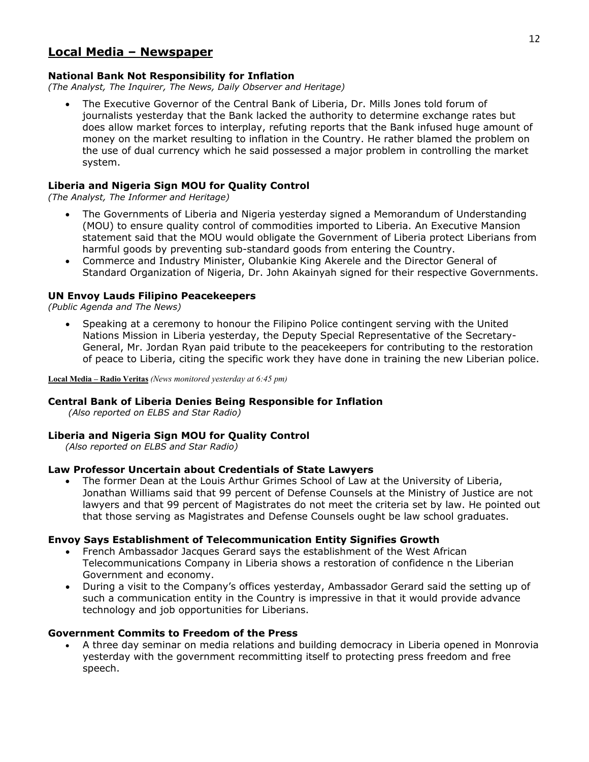## Local Media – Newspaper

### National Bank Not Responsibility for Inflation

*(The Analyst, The Inquirer, The News, Daily Observer and Heritage)*

- The Executive Governor of the Central Bank of Liberia, Dr. Mills Jones told forum of journalists yesterday that the Bank lacked the authority to determine exchange rates but does allow market forces to interplay, refuting reports that the Bank infused huge amount of money on the market resulting to inflation in the Country. He rather blamed the problem on the use of dual currency which he said possessed a major problem in controlling the market system.

### Liberia and Nigeria Sign MOU for Quality Control

*(The Analyst, The Informer and Heritage)*

- The Governments of Liberia and Nigeria yesterday signed a Memorandum of Understanding (MOU) to ensure quality control of commodities imported to Liberia. An Executive Mansion statement said that the MOU would obligate the Government of Liberia protect Liberians from harmful goods by preventing sub-standard goods from entering the Country.
- Commerce and Industry Minister, Olubankie King Akerele and the Director General of Standard Organization of Nigeria, Dr. John Akainyah signed for their respective Governments.

### UN Envoy Lauds Filipino Peacekeepers

*(Public Agenda and The News)*

- Speaking at a ceremony to honour the Filipino Police contingent serving with the United Nations Mission in Liberia yesterday, the Deputy Special Representative of the Secretary-General, Mr. Jordan Ryan paid tribute to the peacekeepers for contributing to the restoration of peace to Liberia, citing the specific work they have done in training the new Liberian police.

**Local Media – Radio Veritas** *(News monitored yesterday at 6:45 pm)*

### Central Bank of Liberia Denies Being Responsible for Inflation

*(Also reported on ELBS and Star Radio)*

### Liberia and Nigeria Sign MOU for Quality Control

*(Also reported on ELBS and Star Radio)*

### Law Professor Uncertain about Credentials of State Lawyers

- The former Dean at the Louis Arthur Grimes School of Law at the University of Liberia, Jonathan Williams said that 99 percent of Defense Counsels at the Ministry of Justice are not lawyers and that 99 percent of Magistrates do not meet the criteria set by law. He pointed out that those serving as Magistrates and Defense Counsels ought be law school graduates.

### Envoy Says Establishment of Telecommunication Entity Signifies Growth

- French Ambassador Jacques Gerard says the establishment of the West African Telecommunications Company in Liberia shows a restoration of confidence n the Liberian Government and economy.
- During a visit to the Company's offices yesterday, Ambassador Gerard said the setting up of such a communication entity in the Country is impressive in that it would provide advance technology and job opportunities for Liberians.

### Government Commits to Freedom of the Press

- A three day seminar on media relations and building democracy in Liberia opened in Monrovia yesterday with the government recommitting itself to protecting press freedom and free speech.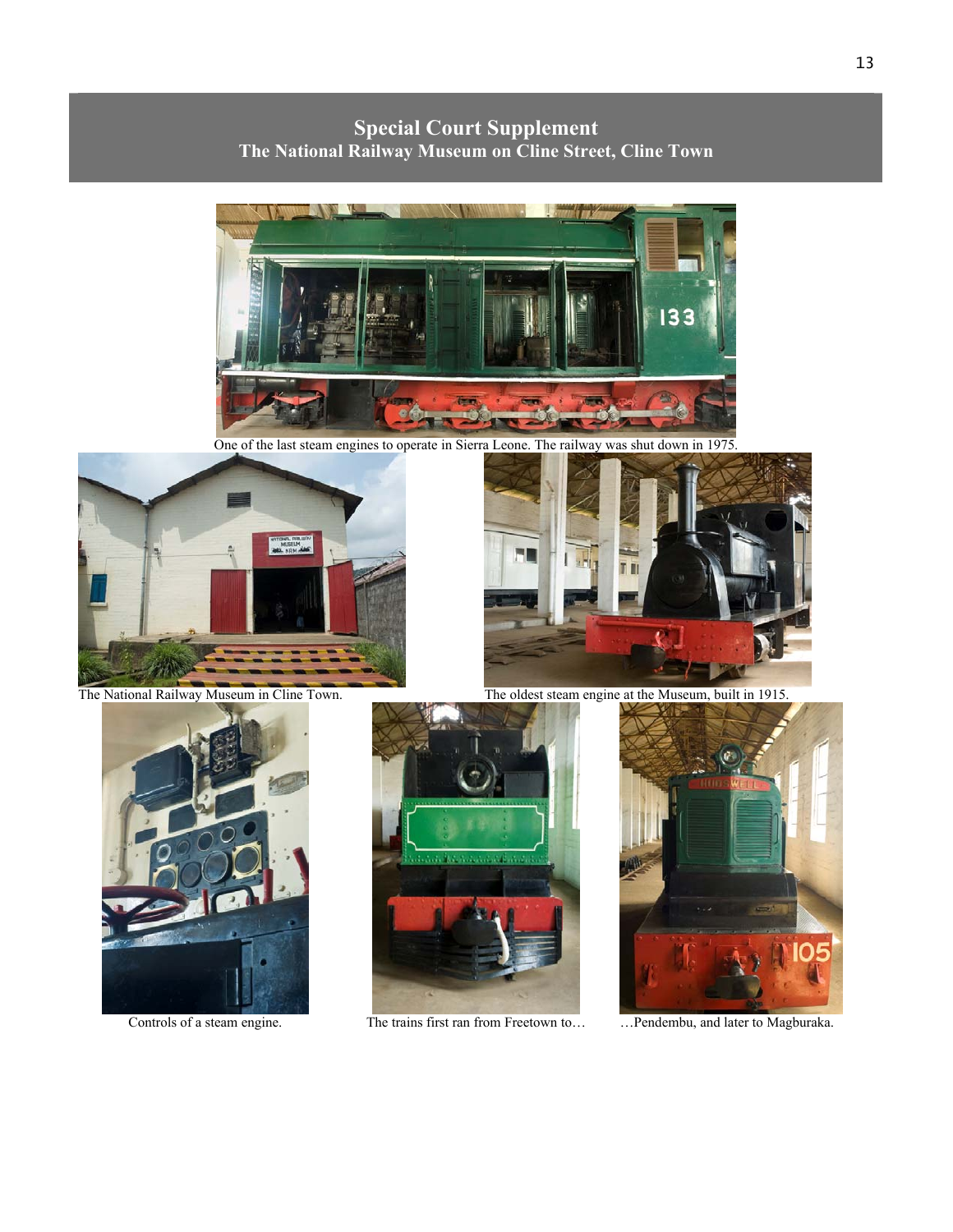## Special Court Supplement
### The National Railway Museum on Cline Street, Cline Town

One of the last steam engines to operate in Sierra Leone. The railway was shut down in 1975.

The National Railway Museum in Cline Town.

The oldest steam engine at the Museum, built in 1915.

Controls of a steam engine.

The trains first ran from Freetown to…

…Pendembu, and later to Magburaka.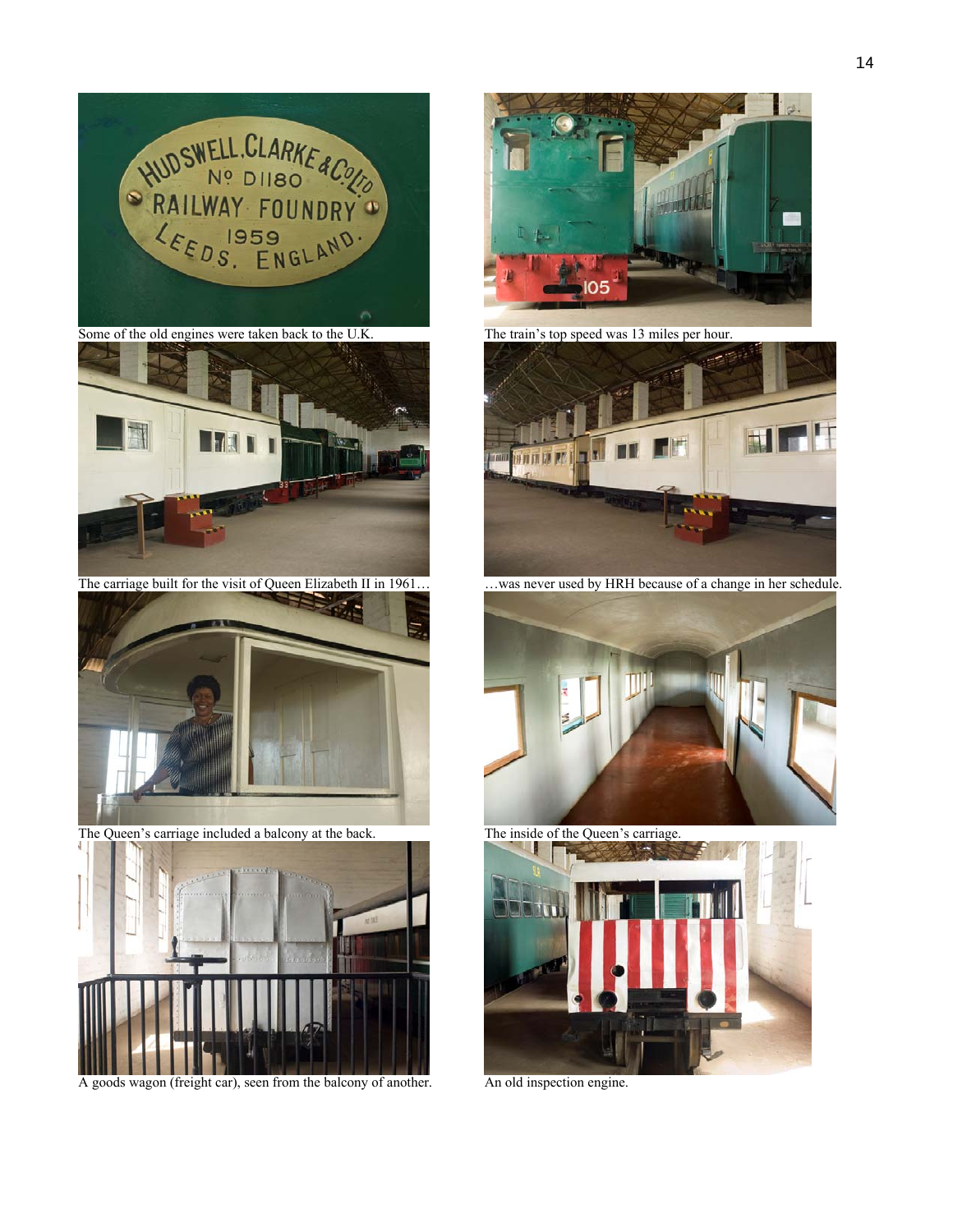Some of the old engines were taken back to the U.K.

The train's top speed was 13 miles per hour.

The carriage built for the visit of Queen Elizabeth II in 1961…

…was never used by HRH because of a change in her schedule.

The Queen's carriage included a balcony at the back.

The inside of the Queen's carriage.

A goods wagon (freight car), seen from the balcony of another.

An old inspection engine.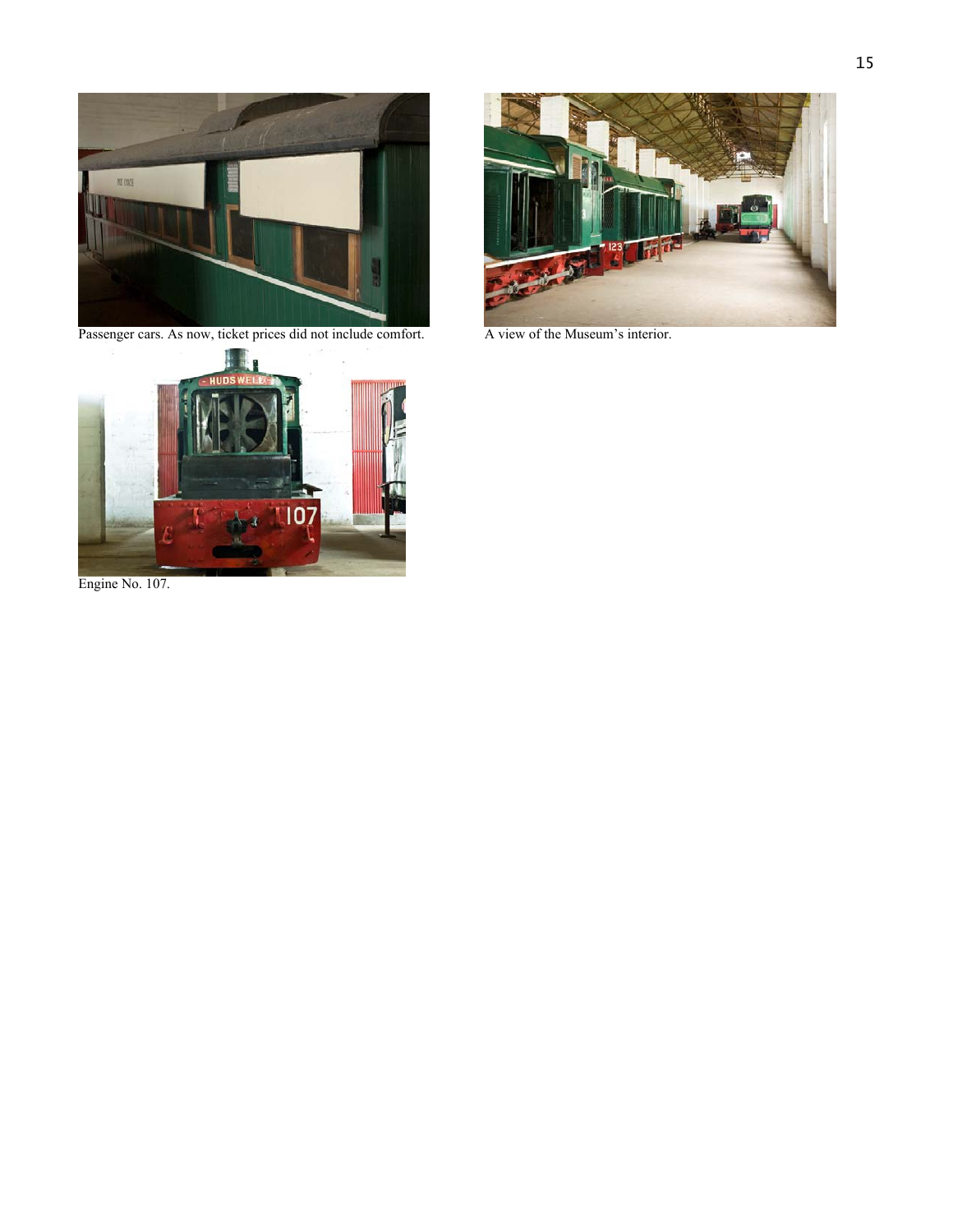Passenger cars. As now, ticket prices did not include comfort.

A view of the Museum's interior.

Engine No. 107.